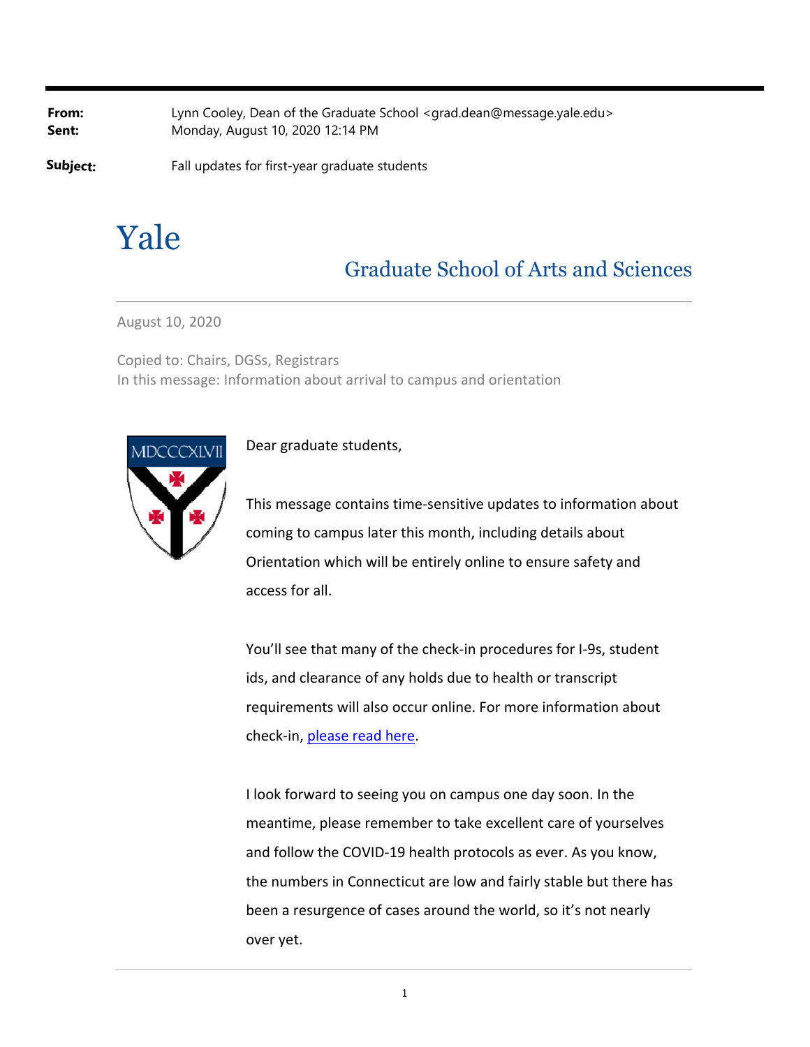**From:** Lynn Cooley, Dean of the Graduate School <grad.dean@message.yale.edu>
**Sent:** Monday, August 10, 2020 12:14 PM

**Subject:** Fall updates for first-year graduate students

# Yale

## Graduate School of Arts and Sciences

August 10, 2020

Copied to: Chairs, DGSs, Registrars
In this message: Information about arrival to campus and orientation

Dear graduate students,

This message contains time-sensitive updates to information about coming to campus later this month, including details about Orientation which will be entirely online to ensure safety and access for all.

You'll see that many of the check-in procedures for I-9s, student ids, and clearance of any holds due to health or transcript requirements will also occur online. For more information about check-in, please read here.

I look forward to seeing you on campus one day soon. In the meantime, please remember to take excellent care of yourselves and follow the COVID-19 health protocols as ever. As you know, the numbers in Connecticut are low and fairly stable but there has been a resurgence of cases around the world, so it's not nearly over yet.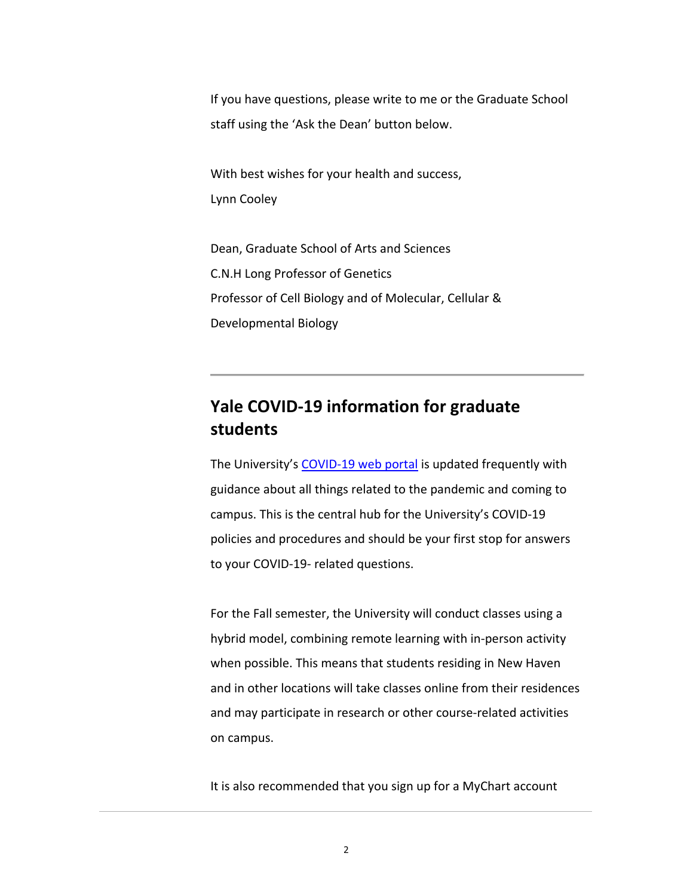If you have questions, please write to me or the Graduate School staff using the 'Ask the Dean' button below.

With best wishes for your health and success,
Lynn Cooley

Dean, Graduate School of Arts and Sciences
C.N.H Long Professor of Genetics
Professor of Cell Biology and of Molecular, Cellular & Developmental Biology

---

## Yale COVID-19 information for graduate students

The University's COVID-19 web portal is updated frequently with guidance about all things related to the pandemic and coming to campus. This is the central hub for the University's COVID-19 policies and procedures and should be your first stop for answers to your COVID-19- related questions.

For the Fall semester, the University will conduct classes using a hybrid model, combining remote learning with in-person activity when possible. This means that students residing in New Haven and in other locations will take classes online from their residences and may participate in research or other course-related activities on campus.

It is also recommended that you sign up for a MyChart account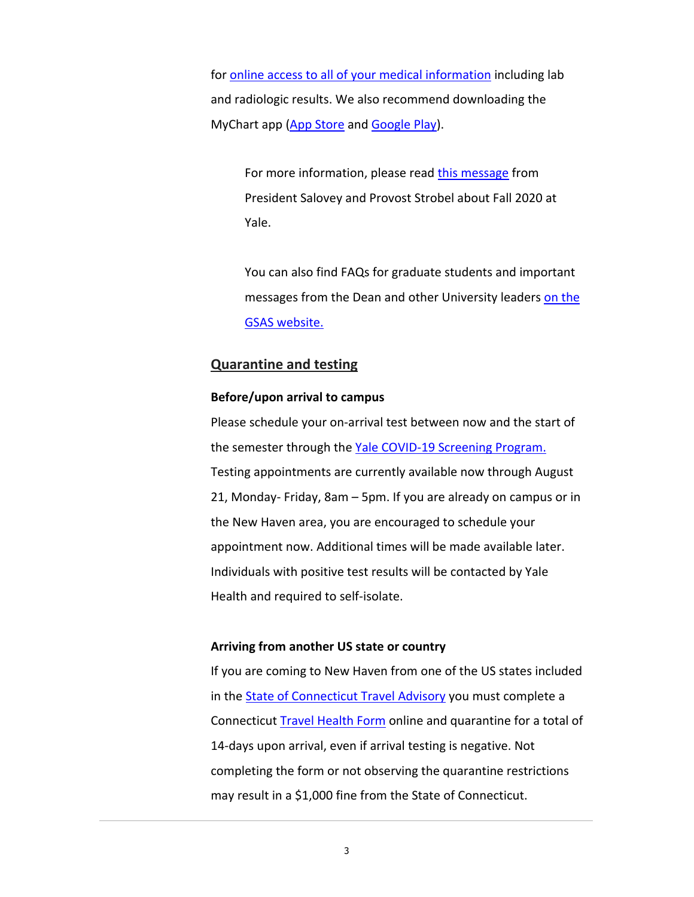for online access to all of your medical information including lab and radiologic results. We also recommend downloading the MyChart app (App Store and Google Play).

> For more information, please read this message from President Salovey and Provost Strobel about Fall 2020 at Yale.
>
> You can also find FAQs for graduate students and important messages from the Dean and other University leaders on the GSAS website.

## Quarantine and testing

**Before/upon arrival to campus**

Please schedule your on-arrival test between now and the start of the semester through the Yale COVID-19 Screening Program. Testing appointments are currently available now through August 21, Monday- Friday, 8am – 5pm. If you are already on campus or in the New Haven area, you are encouraged to schedule your appointment now. Additional times will be made available later. Individuals with positive test results will be contacted by Yale Health and required to self-isolate.

**Arriving from another US state or country**

If you are coming to New Haven from one of the US states included in the State of Connecticut Travel Advisory you must complete a Connecticut Travel Health Form online and quarantine for a total of 14-days upon arrival, even if arrival testing is negative. Not completing the form or not observing the quarantine restrictions may result in a $1,000 fine from the State of Connecticut.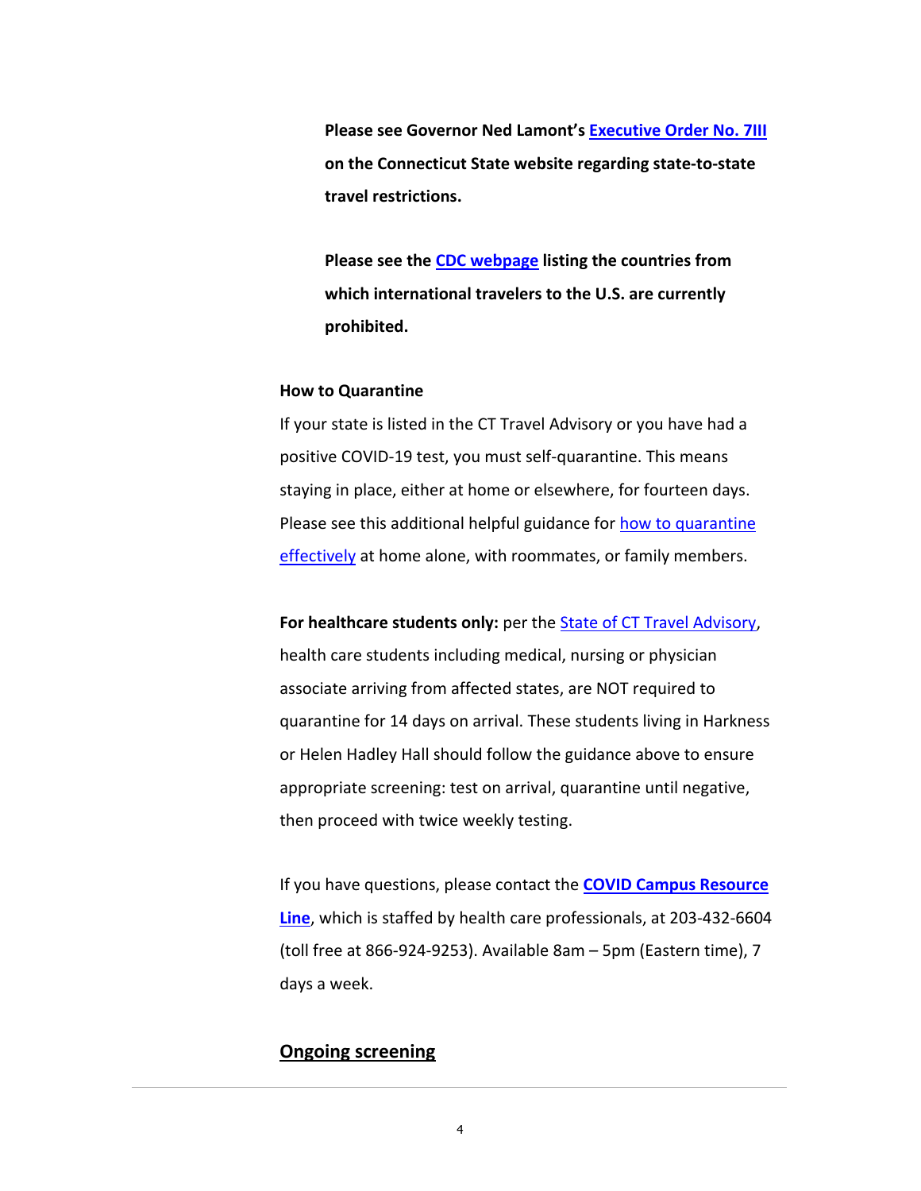**Please see Governor Ned Lamont's Executive Order No. 7III on the Connecticut State website regarding state-to-state travel restrictions.**

**Please see the CDC webpage listing the countries from which international travelers to the U.S. are currently prohibited.**

**How to Quarantine**

If your state is listed in the CT Travel Advisory or you have had a positive COVID-19 test, you must self-quarantine. This means staying in place, either at home or elsewhere, for fourteen days. Please see this additional helpful guidance for how to quarantine effectively at home alone, with roommates, or family members.

**For healthcare students only:** per the State of CT Travel Advisory, health care students including medical, nursing or physician associate arriving from affected states, are NOT required to quarantine for 14 days on arrival. These students living in Harkness or Helen Hadley Hall should follow the guidance above to ensure appropriate screening: test on arrival, quarantine until negative, then proceed with twice weekly testing.

If you have questions, please contact the **COVID Campus Resource Line**, which is staffed by health care professionals, at 203-432-6604 (toll free at 866-924-9253). Available 8am – 5pm (Eastern time), 7 days a week.

## Ongoing screening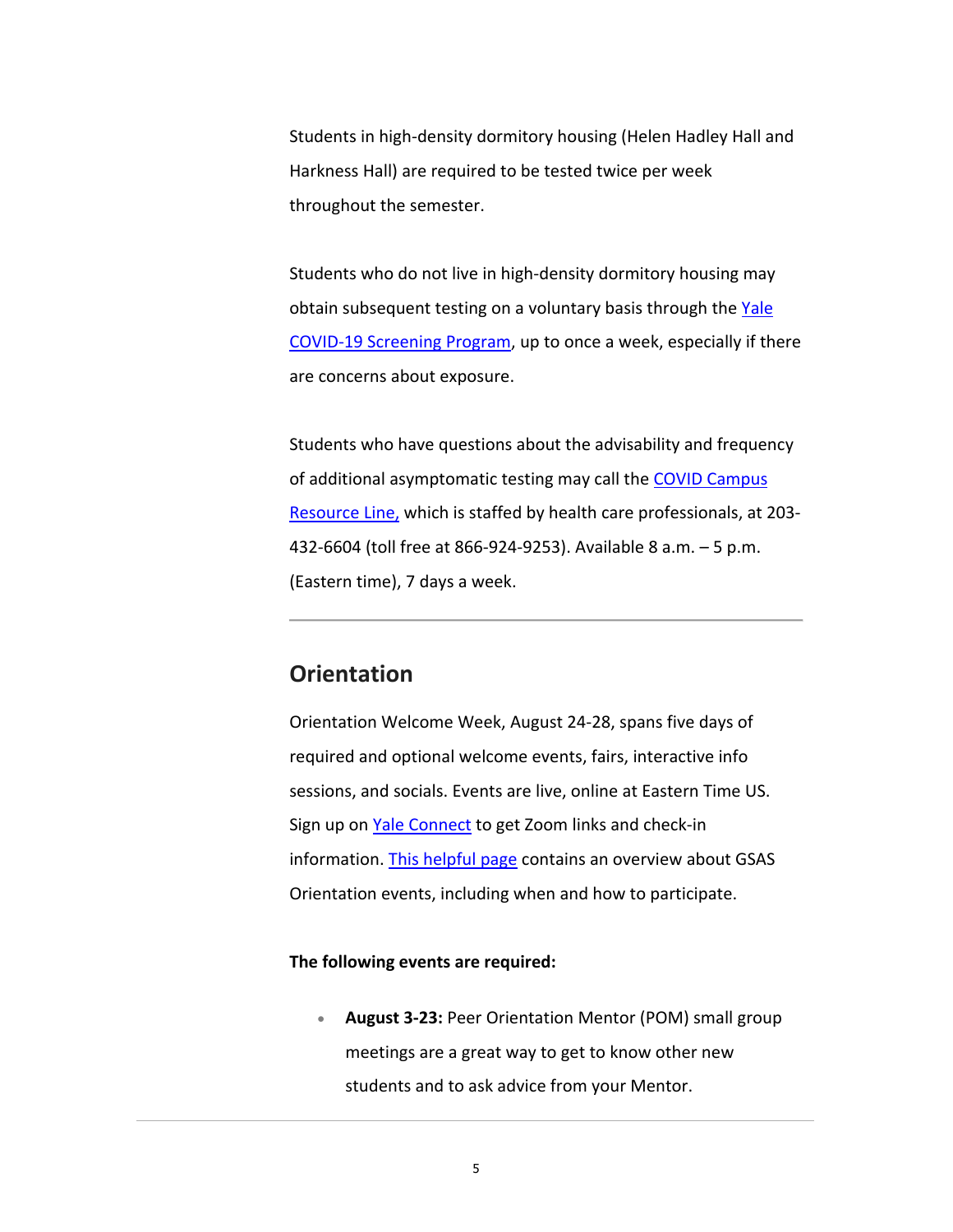Students in high-density dormitory housing (Helen Hadley Hall and Harkness Hall) are required to be tested twice per week throughout the semester.

Students who do not live in high-density dormitory housing may obtain subsequent testing on a voluntary basis through the Yale COVID-19 Screening Program, up to once a week, especially if there are concerns about exposure.

Students who have questions about the advisability and frequency of additional asymptomatic testing may call the COVID Campus Resource Line, which is staffed by health care professionals, at 203-432-6604 (toll free at 866-924-9253). Available 8 a.m. – 5 p.m. (Eastern time), 7 days a week.

---

## Orientation

Orientation Welcome Week, August 24-28, spans five days of required and optional welcome events, fairs, interactive info sessions, and socials. Events are live, online at Eastern Time US. Sign up on Yale Connect to get Zoom links and check-in information. This helpful page contains an overview about GSAS Orientation events, including when and how to participate.

**The following events are required:**

- **August 3-23:** Peer Orientation Mentor (POM) small group meetings are a great way to get to know other new students and to ask advice from your Mentor.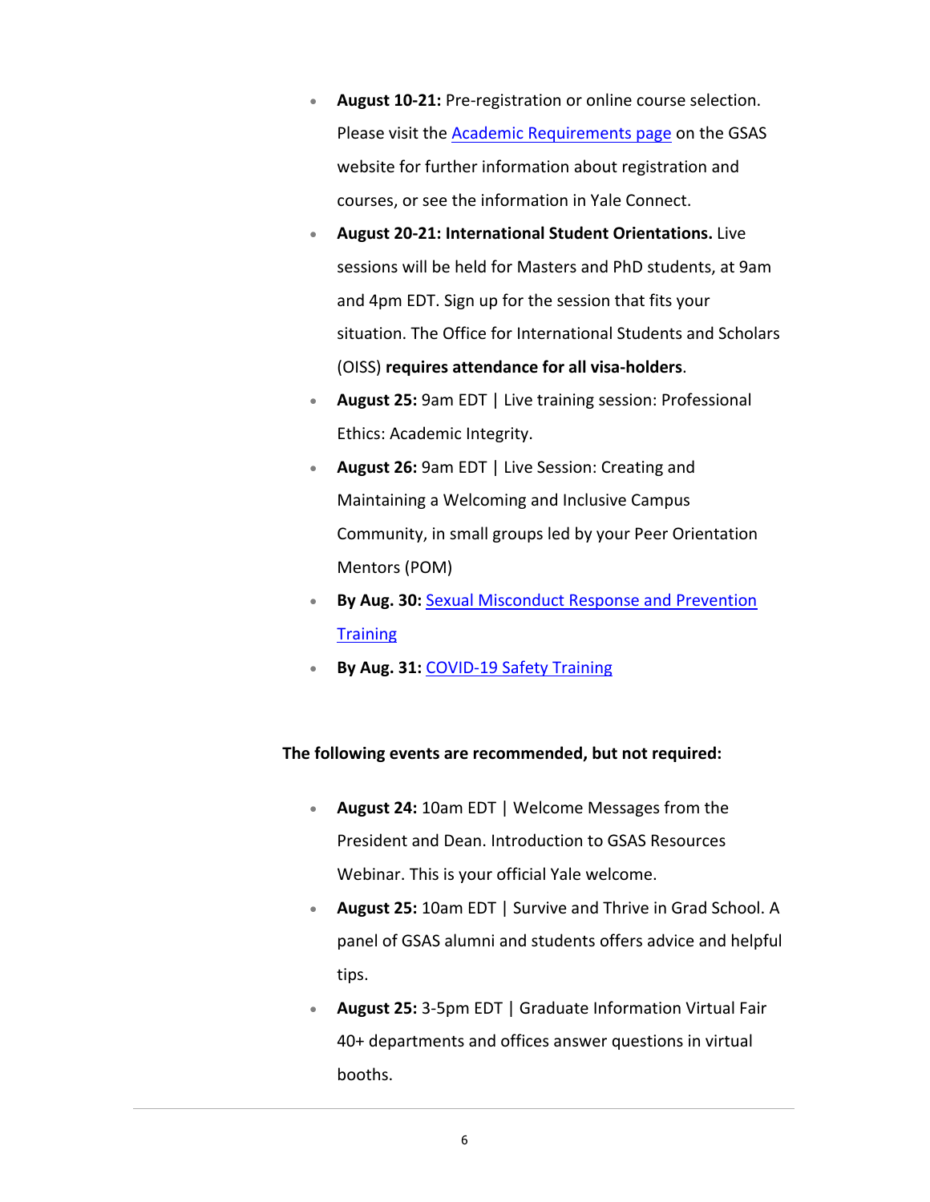- **August 10-21:** Pre-registration or online course selection. Please visit the Academic Requirements page on the GSAS website for further information about registration and courses, or see the information in Yale Connect.
- **August 20-21: International Student Orientations.** Live sessions will be held for Masters and PhD students, at 9am and 4pm EDT. Sign up for the session that fits your situation. The Office for International Students and Scholars (OISS) **requires attendance for all visa-holders**.
- **August 25:** 9am EDT | Live training session: Professional Ethics: Academic Integrity.
- **August 26:** 9am EDT | Live Session: Creating and Maintaining a Welcoming and Inclusive Campus Community, in small groups led by your Peer Orientation Mentors (POM)
- **By Aug. 30:** Sexual Misconduct Response and Prevention Training
- **By Aug. 31:** COVID-19 Safety Training

**The following events are recommended, but not required:**

- **August 24:** 10am EDT | Welcome Messages from the President and Dean. Introduction to GSAS Resources Webinar. This is your official Yale welcome.
- **August 25:** 10am EDT | Survive and Thrive in Grad School. A panel of GSAS alumni and students offers advice and helpful tips.
- **August 25:** 3-5pm EDT | Graduate Information Virtual Fair 40+ departments and offices answer questions in virtual booths.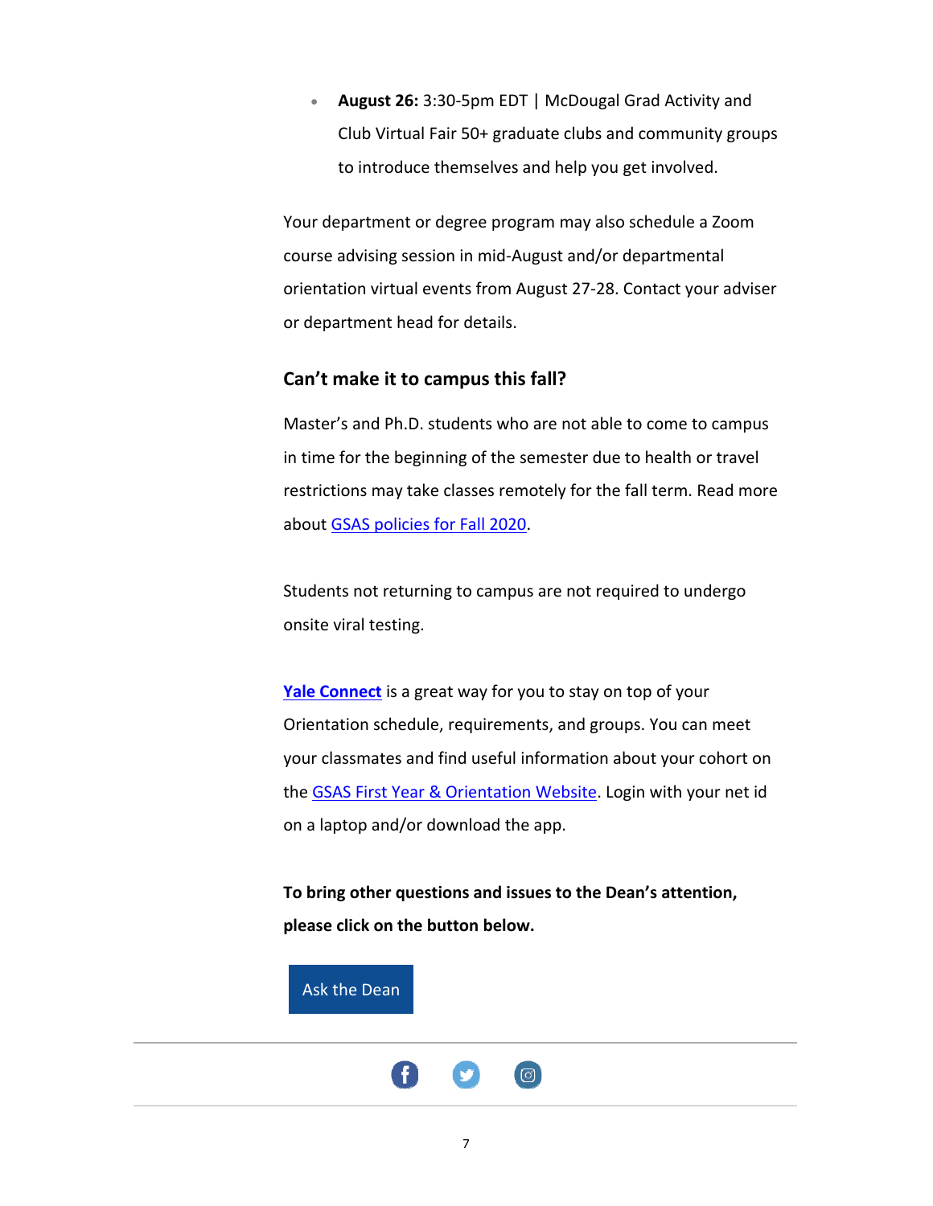- **August 26:** 3:30-5pm EDT | McDougal Grad Activity and Club Virtual Fair 50+ graduate clubs and community groups to introduce themselves and help you get involved.

Your department or degree program may also schedule a Zoom course advising session in mid-August and/or departmental orientation virtual events from August 27-28. Contact your adviser or department head for details.

### Can't make it to campus this fall?

Master's and Ph.D. students who are not able to come to campus in time for the beginning of the semester due to health or travel restrictions may take classes remotely for the fall term. Read more about GSAS policies for Fall 2020.

Students not returning to campus are not required to undergo onsite viral testing.

**Yale Connect** is a great way for you to stay on top of your Orientation schedule, requirements, and groups. You can meet your classmates and find useful information about your cohort on the GSAS First Year & Orientation Website. Login with your net id on a laptop and/or download the app.

**To bring other questions and issues to the Dean's attention, please click on the button below.**

Ask the Dean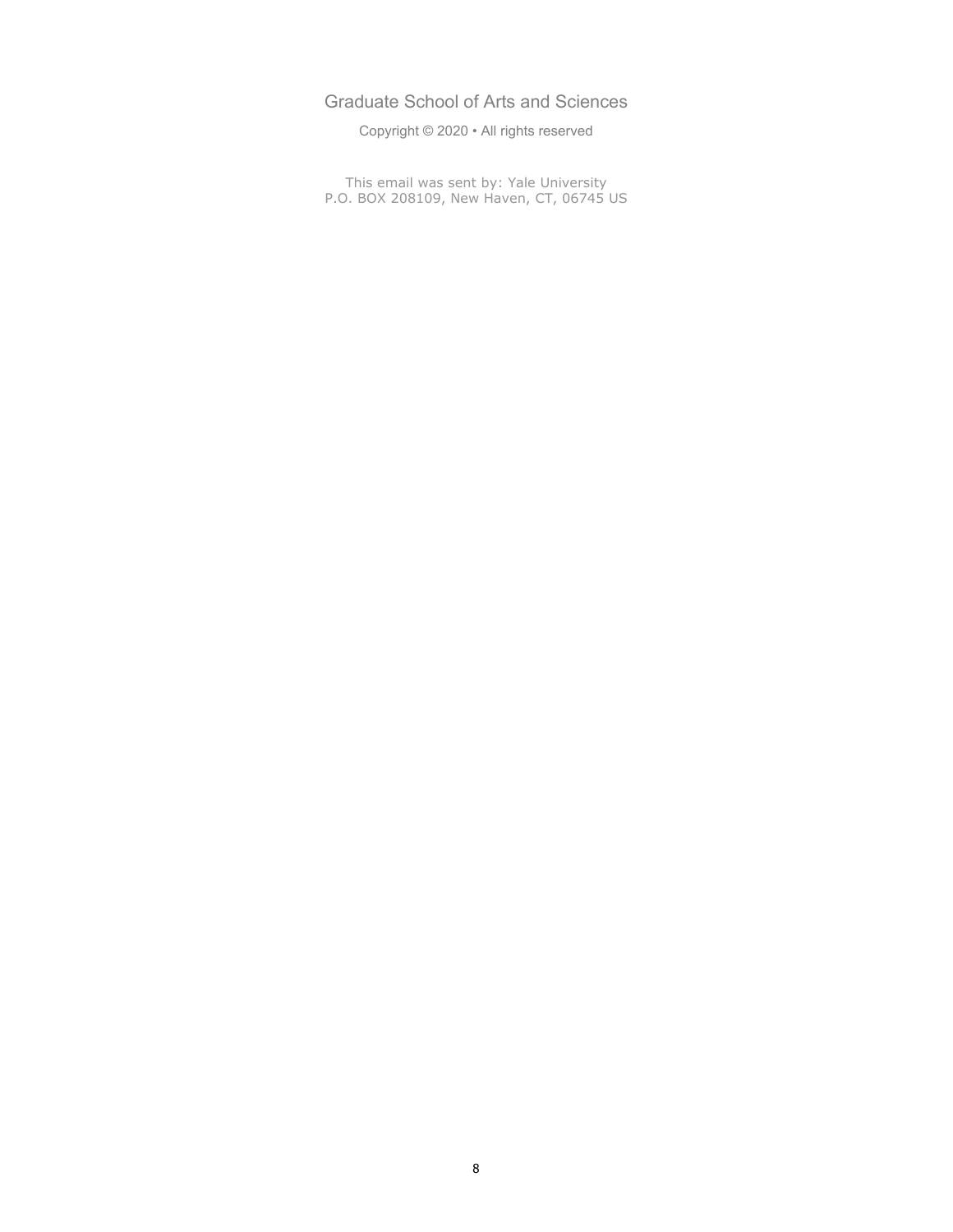Graduate School of Arts and Sciences

Copyright © 2020 • All rights reserved

This email was sent by: Yale University
P.O. BOX 208109, New Haven, CT, 06745 US